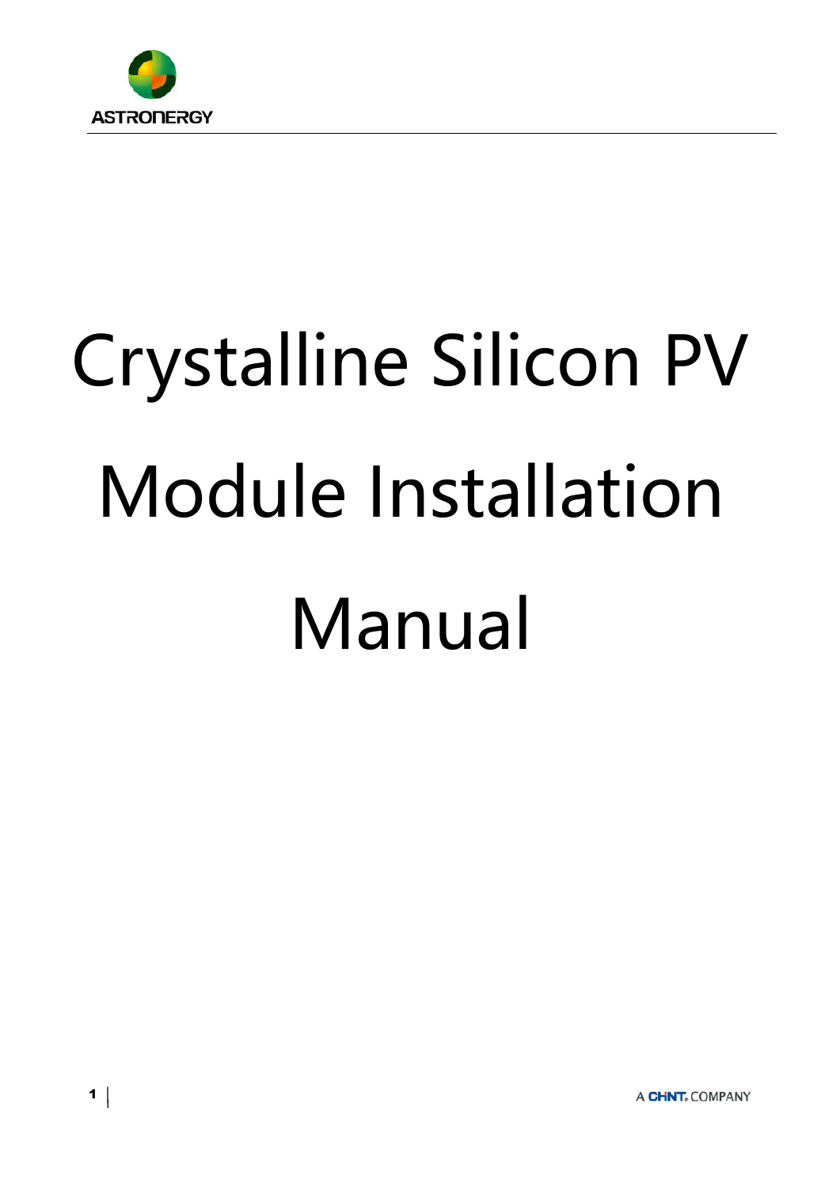# Crystalline Silicon PV Module Installation Manual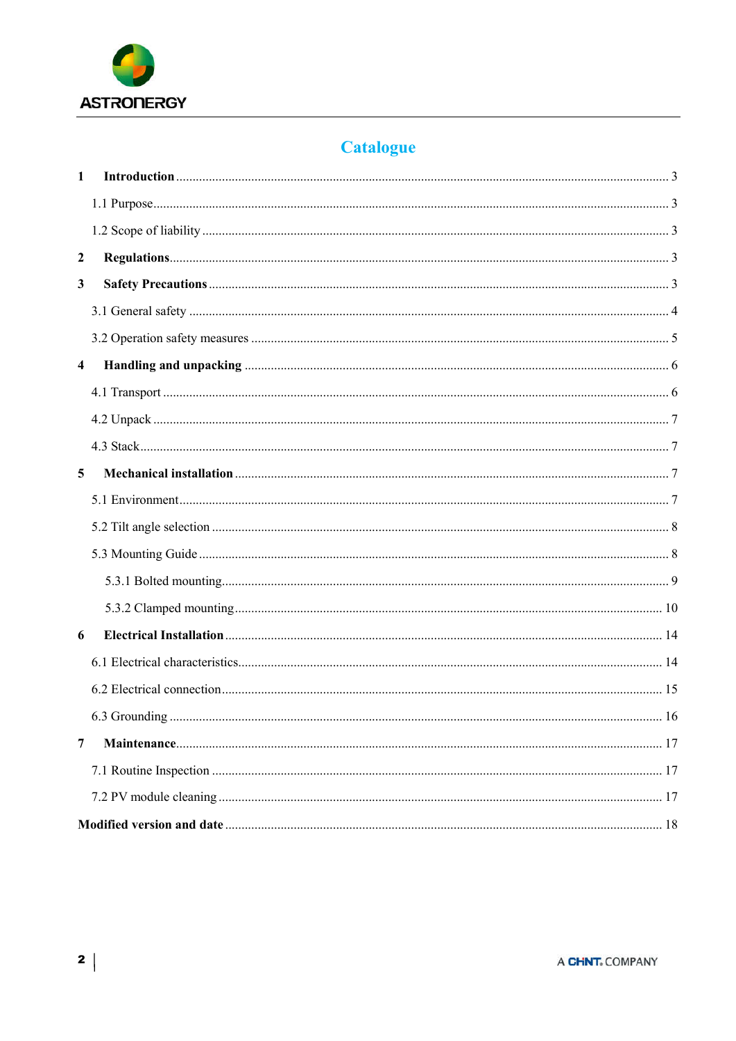# Catalogue

**1 Introduction** ........ 3

1.1 Purpose ........ 3

1.2 Scope of liability ........ 3

**2 Regulations** ........ 3

**3 Safety Precautions** ........ 3

3.1 General safety ........ 4

3.2 Operation safety measures ........ 5

**4 Handling and unpacking** ........ 6

4.1 Transport ........ 6

4.2 Unpack ........ 7

4.3 Stack ........ 7

**5 Mechanical installation** ........ 7

5.1 Environment ........ 7

5.2 Tilt angle selection ........ 8

5.3 Mounting Guide ........ 8

5.3.1 Bolted mounting ........ 9

5.3.2 Clamped mounting ........ 10

**6 Electrical Installation** ........ 14

6.1 Electrical characteristics ........ 14

6.2 Electrical connection ........ 15

6.3 Grounding ........ 16

**7 Maintenance** ........ 17

7.1 Routine Inspection ........ 17

7.2 PV module cleaning ........ 17

**Modified version and date** ........ 18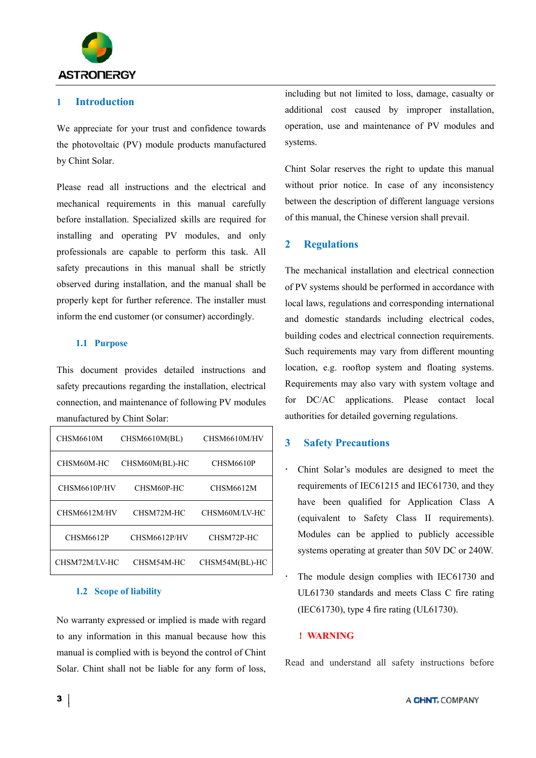## 1 Introduction

We appreciate for your trust and confidence towards the photovoltaic (PV) module products manufactured by Chint Solar.

Please read all instructions and the electrical and mechanical requirements in this manual carefully before installation. Specialized skills are required for installing and operating PV modules, and only professionals are capable to perform this task. All safety precautions in this manual shall be strictly observed during installation, and the manual shall be properly kept for further reference. The installer must inform the end customer (or consumer) accordingly.

### 1.1 Purpose

This document provides detailed instructions and safety precautions regarding the installation, electrical connection, and maintenance of following PV modules manufactured by Chint Solar:

| | | |
|---|---|---|
| CHSM6610M | CHSM6610M(BL) | CHSM6610M/HV |
| CHSM60M-HC | CHSM60M(BL)-HC | CHSM6610P |
| CHSM6610P/HV | CHSM60P-HC | CHSM6612M |
| CHSM6612M/HV | CHSM72M-HC | CHSM60M/LV-HC |
| CHSM6612P | CHSM6612P/HV | CHSM72P-HC |
| CHSM72M/LV-HC | CHSM54M-HC | CHSM54M(BL)-HC |

### 1.2 Scope of liability

No warranty expressed or implied is made with regard to any information in this manual because how this manual is complied with is beyond the control of Chint Solar. Chint shall not be liable for any form of loss, including but not limited to loss, damage, casualty or additional cost caused by improper installation, operation, use and maintenance of PV modules and systems.

Chint Solar reserves the right to update this manual without prior notice. In case of any inconsistency between the description of different language versions of this manual, the Chinese version shall prevail.

## 2 Regulations

The mechanical installation and electrical connection of PV systems should be performed in accordance with local laws, regulations and corresponding international and domestic standards including electrical codes, building codes and electrical connection requirements. Such requirements may vary from different mounting location, e.g. rooftop system and floating systems. Requirements may also vary with system voltage and for DC/AC applications. Please contact local authorities for detailed governing regulations.

## 3 Safety Precautions

- Chint Solar's modules are designed to meet the requirements of IEC61215 and IEC61730, and they have been qualified for Application Class A (equivalent to Safety Class II requirements). Modules can be applied to publicly accessible systems operating at greater than 50V DC or 240W.
- The module design complies with IEC61730 and UL61730 standards and meets Class C fire rating (IEC61730), type 4 fire rating (UL61730).

**! WARNING**

Read and understand all safety instructions before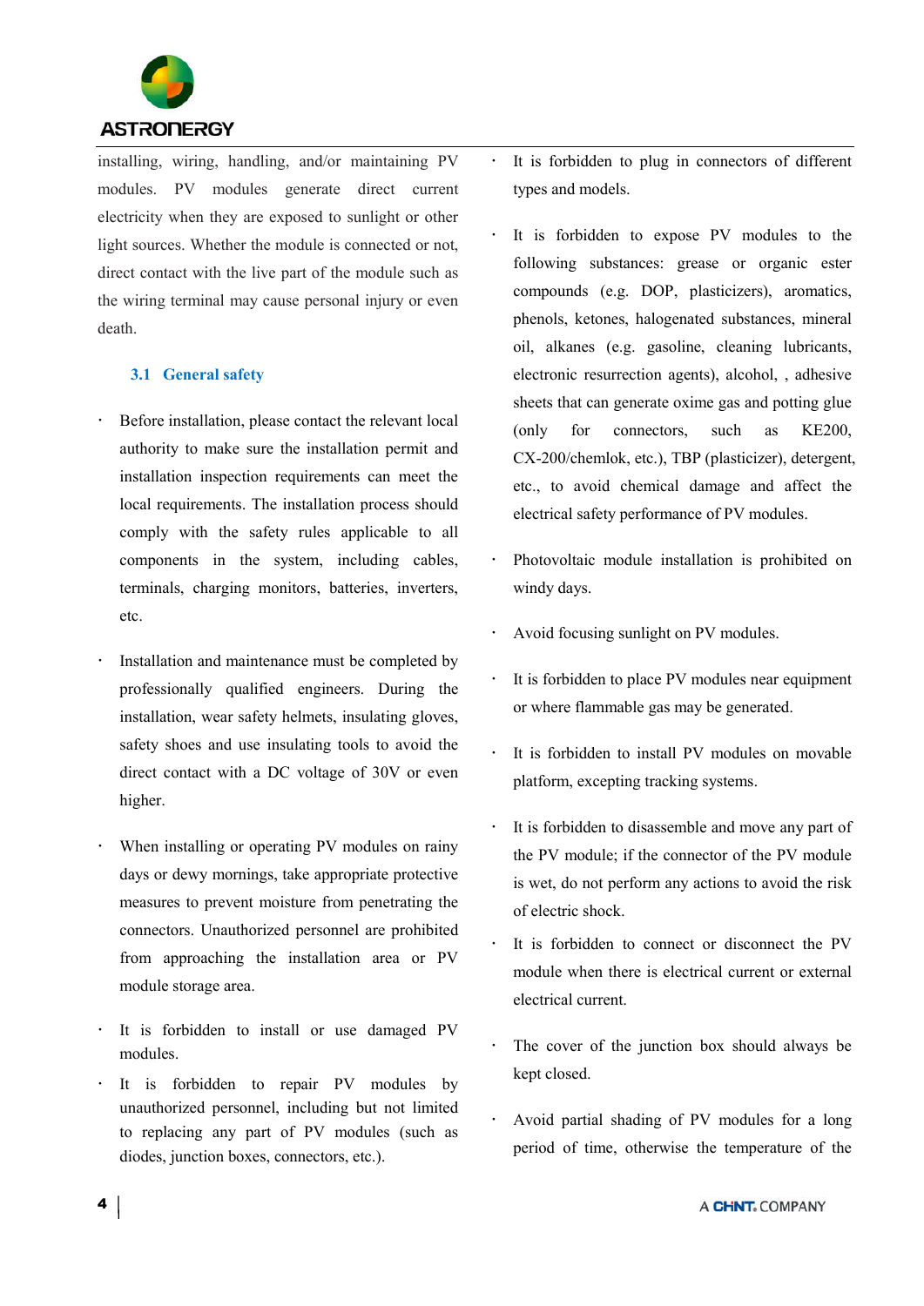installing, wiring, handling, and/or maintaining PV modules. PV modules generate direct current electricity when they are exposed to sunlight or other light sources. Whether the module is connected or not, direct contact with the live part of the module such as the wiring terminal may cause personal injury or even death.

## 3.1 General safety

- Before installation, please contact the relevant local authority to make sure the installation permit and installation inspection requirements can meet the local requirements. The installation process should comply with the safety rules applicable to all components in the system, including cables, terminals, charging monitors, batteries, inverters, etc.
- Installation and maintenance must be completed by professionally qualified engineers. During the installation, wear safety helmets, insulating gloves, safety shoes and use insulating tools to avoid the direct contact with a DC voltage of 30V or even higher.
- When installing or operating PV modules on rainy days or dewy mornings, take appropriate protective measures to prevent moisture from penetrating the connectors. Unauthorized personnel are prohibited from approaching the installation area or PV module storage area.
- It is forbidden to install or use damaged PV modules.
- It is forbidden to repair PV modules by unauthorized personnel, including but not limited to replacing any part of PV modules (such as diodes, junction boxes, connectors, etc.).
- It is forbidden to plug in connectors of different types and models.
- It is forbidden to expose PV modules to the following substances: grease or organic ester compounds (e.g. DOP, plasticizers), aromatics, phenols, ketones, halogenated substances, mineral oil, alkanes (e.g. gasoline, cleaning lubricants, electronic resurrection agents), alcohol, , adhesive sheets that can generate oxime gas and potting glue (only for connectors, such as KE200, CX-200/chemlok, etc.), TBP (plasticizer), detergent, etc., to avoid chemical damage and affect the electrical safety performance of PV modules.
- Photovoltaic module installation is prohibited on windy days.
- Avoid focusing sunlight on PV modules.
- It is forbidden to place PV modules near equipment or where flammable gas may be generated.
- It is forbidden to install PV modules on movable platform, excepting tracking systems.
- It is forbidden to disassemble and move any part of the PV module; if the connector of the PV module is wet, do not perform any actions to avoid the risk of electric shock.
- It is forbidden to connect or disconnect the PV module when there is electrical current or external electrical current.
- The cover of the junction box should always be kept closed.
- Avoid partial shading of PV modules for a long period of time, otherwise the temperature of the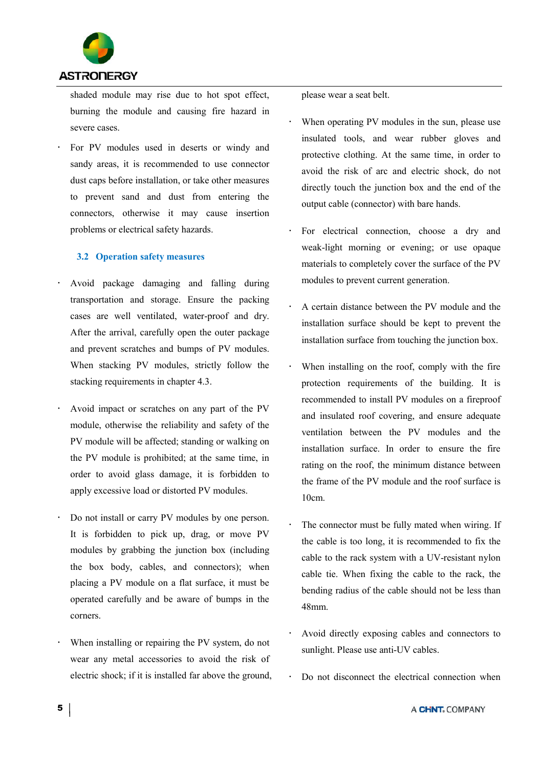shaded module may rise due to hot spot effect, burning the module and causing fire hazard in severe cases.

- For PV modules used in deserts or windy and sandy areas, it is recommended to use connector dust caps before installation, or take other measures to prevent sand and dust from entering the connectors, otherwise it may cause insertion problems or electrical safety hazards.

### 3.2 Operation safety measures

- Avoid package damaging and falling during transportation and storage. Ensure the packing cases are well ventilated, water-proof and dry. After the arrival, carefully open the outer package and prevent scratches and bumps of PV modules. When stacking PV modules, strictly follow the stacking requirements in chapter 4.3.

- Avoid impact or scratches on any part of the PV module, otherwise the reliability and safety of the PV module will be affected; standing or walking on the PV module is prohibited; at the same time, in order to avoid glass damage, it is forbidden to apply excessive load or distorted PV modules.

- Do not install or carry PV modules by one person. It is forbidden to pick up, drag, or move PV modules by grabbing the junction box (including the box body, cables, and connectors); when placing a PV module on a flat surface, it must be operated carefully and be aware of bumps in the corners.

- When installing or repairing the PV system, do not wear any metal accessories to avoid the risk of electric shock; if it is installed far above the ground, please wear a seat belt.

- When operating PV modules in the sun, please use insulated tools, and wear rubber gloves and protective clothing. At the same time, in order to avoid the risk of arc and electric shock, do not directly touch the junction box and the end of the output cable (connector) with bare hands.

- For electrical connection, choose a dry and weak-light morning or evening; or use opaque materials to completely cover the surface of the PV modules to prevent current generation.

- A certain distance between the PV module and the installation surface should be kept to prevent the installation surface from touching the junction box.

- When installing on the roof, comply with the fire protection requirements of the building. It is recommended to install PV modules on a fireproof and insulated roof covering, and ensure adequate ventilation between the PV modules and the installation surface. In order to ensure the fire rating on the roof, the minimum distance between the frame of the PV module and the roof surface is 10cm.

- The connector must be fully mated when wiring. If the cable is too long, it is recommended to fix the cable to the rack system with a UV-resistant nylon cable tie. When fixing the cable to the rack, the bending radius of the cable should not be less than 48mm.

- Avoid directly exposing cables and connectors to sunlight. Please use anti-UV cables.

- Do not disconnect the electrical connection when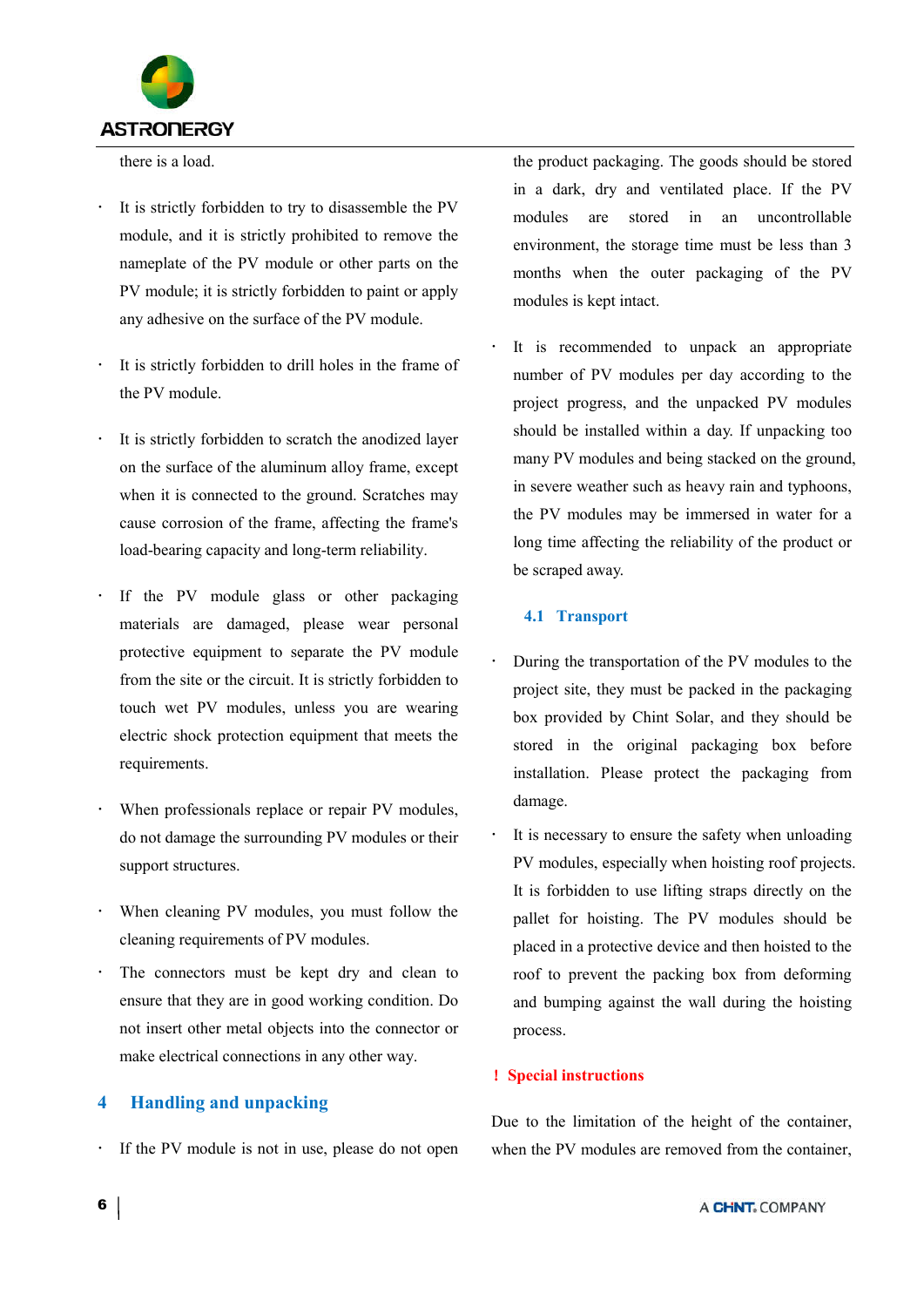there is a load.

- It is strictly forbidden to try to disassemble the PV module, and it is strictly prohibited to remove the nameplate of the PV module or other parts on the PV module; it is strictly forbidden to paint or apply any adhesive on the surface of the PV module.

- It is strictly forbidden to drill holes in the frame of the PV module.

- It is strictly forbidden to scratch the anodized layer on the surface of the aluminum alloy frame, except when it is connected to the ground. Scratches may cause corrosion of the frame, affecting the frame's load-bearing capacity and long-term reliability.

- If the PV module glass or other packaging materials are damaged, please wear personal protective equipment to separate the PV module from the site or the circuit. It is strictly forbidden to touch wet PV modules, unless you are wearing electric shock protection equipment that meets the requirements.

- When professionals replace or repair PV modules, do not damage the surrounding PV modules or their support structures.

- When cleaning PV modules, you must follow the cleaning requirements of PV modules.

- The connectors must be kept dry and clean to ensure that they are in good working condition. Do not insert other metal objects into the connector or make electrical connections in any other way.

## 4 Handling and unpacking

- If the PV module is not in use, please do not open the product packaging. The goods should be stored in a dark, dry and ventilated place. If the PV modules are stored in an uncontrollable environment, the storage time must be less than 3 months when the outer packaging of the PV modules is kept intact.

- It is recommended to unpack an appropriate number of PV modules per day according to the project progress, and the unpacked PV modules should be installed within a day. If unpacking too many PV modules and being stacked on the ground, in severe weather such as heavy rain and typhoons, the PV modules may be immersed in water for a long time affecting the reliability of the product or be scraped away.

### 4.1 Transport

- During the transportation of the PV modules to the project site, they must be packed in the packaging box provided by Chint Solar, and they should be stored in the original packaging box before installation. Please protect the packaging from damage.

- It is necessary to ensure the safety when unloading PV modules, especially when hoisting roof projects. It is forbidden to use lifting straps directly on the pallet for hoisting. The PV modules should be placed in a protective device and then hoisted to the roof to prevent the packing box from deforming and bumping against the wall during the hoisting process.

**! Special instructions**

Due to the limitation of the height of the container, when the PV modules are removed from the container,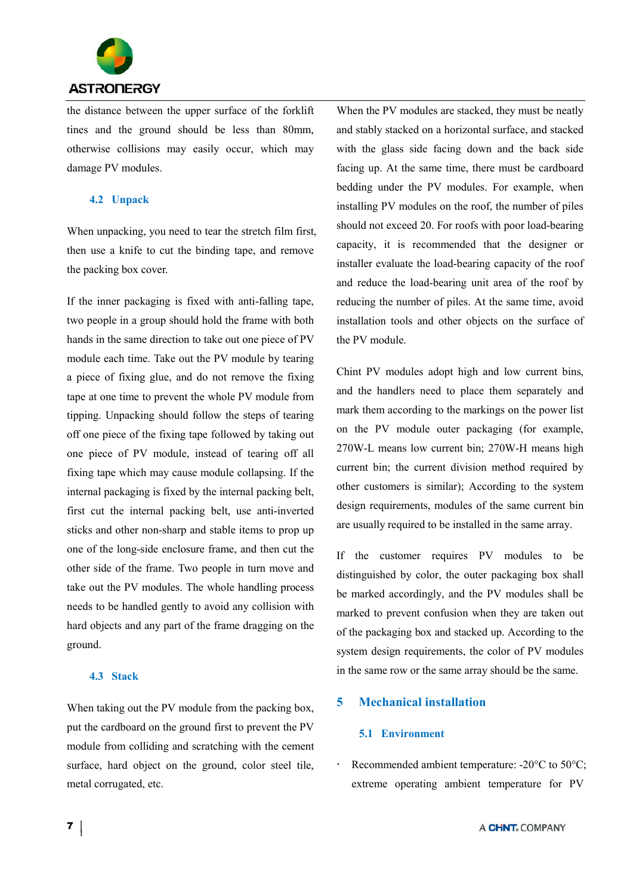the distance between the upper surface of the forklift tines and the ground should be less than 80mm, otherwise collisions may easily occur, which may damage PV modules.

### 4.2 Unpack

When unpacking, you need to tear the stretch film first, then use a knife to cut the binding tape, and remove the packing box cover.

If the inner packaging is fixed with anti-falling tape, two people in a group should hold the frame with both hands in the same direction to take out one piece of PV module each time. Take out the PV module by tearing a piece of fixing glue, and do not remove the fixing tape at one time to prevent the whole PV module from tipping. Unpacking should follow the steps of tearing off one piece of the fixing tape followed by taking out one piece of PV module, instead of tearing off all fixing tape which may cause module collapsing. If the internal packaging is fixed by the internal packing belt, first cut the internal packing belt, use anti-inverted sticks and other non-sharp and stable items to prop up one of the long-side enclosure frame, and then cut the other side of the frame. Two people in turn move and take out the PV modules. The whole handling process needs to be handled gently to avoid any collision with hard objects and any part of the frame dragging on the ground.

### 4.3 Stack

When taking out the PV module from the packing box, put the cardboard on the ground first to prevent the PV module from colliding and scratching with the cement surface, hard object on the ground, color steel tile, metal corrugated, etc.

When the PV modules are stacked, they must be neatly and stably stacked on a horizontal surface, and stacked with the glass side facing down and the back side facing up. At the same time, there must be cardboard bedding under the PV modules. For example, when installing PV modules on the roof, the number of piles should not exceed 20. For roofs with poor load-bearing capacity, it is recommended that the designer or installer evaluate the load-bearing capacity of the roof and reduce the load-bearing unit area of the roof by reducing the number of piles. At the same time, avoid installation tools and other objects on the surface of the PV module.

Chint PV modules adopt high and low current bins, and the handlers need to place them separately and mark them according to the markings on the power list on the PV module outer packaging (for example, 270W-L means low current bin; 270W-H means high current bin; the current division method required by other customers is similar); According to the system design requirements, modules of the same current bin are usually required to be installed in the same array.

If the customer requires PV modules to be distinguished by color, the outer packaging box shall be marked accordingly, and the PV modules shall be marked to prevent confusion when they are taken out of the packaging box and stacked up. According to the system design requirements, the color of PV modules in the same row or the same array should be the same.

## 5 Mechanical installation

### 5.1 Environment

- Recommended ambient temperature: -20°C to 50°C; extreme operating ambient temperature for PV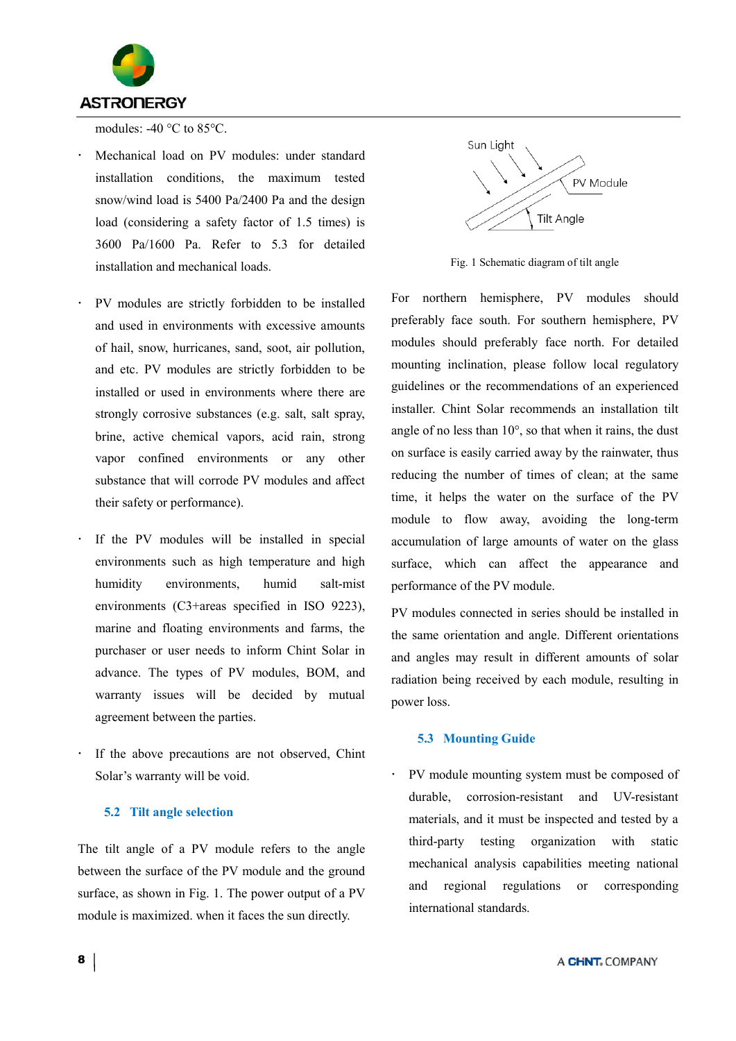modules: -40 °C to 85°C.

- Mechanical load on PV modules: under standard installation conditions, the maximum tested snow/wind load is 5400 Pa/2400 Pa and the design load (considering a safety factor of 1.5 times) is 3600 Pa/1600 Pa. Refer to 5.3 for detailed installation and mechanical loads.
- PV modules are strictly forbidden to be installed and used in environments with excessive amounts of hail, snow, hurricanes, sand, soot, air pollution, and etc. PV modules are strictly forbidden to be installed or used in environments where there are strongly corrosive substances (e.g. salt, salt spray, brine, active chemical vapors, acid rain, strong vapor confined environments or any other substance that will corrode PV modules and affect their safety or performance).
- If the PV modules will be installed in special environments such as high temperature and high humidity environments, humid salt-mist environments (C3+areas specified in ISO 9223), marine and floating environments and farms, the purchaser or user needs to inform Chint Solar in advance. The types of PV modules, BOM, and warranty issues will be decided by mutual agreement between the parties.
- If the above precautions are not observed, Chint Solar's warranty will be void.

### 5.2 Tilt angle selection

The tilt angle of a PV module refers to the angle between the surface of the PV module and the ground surface, as shown in Fig. 1. The power output of a PV module is maximized. when it faces the sun directly.

Fig. 1 Schematic diagram of tilt angle

For northern hemisphere, PV modules should preferably face south. For southern hemisphere, PV modules should preferably face north. For detailed mounting inclination, please follow local regulatory guidelines or the recommendations of an experienced installer. Chint Solar recommends an installation tilt angle of no less than 10°, so that when it rains, the dust on surface is easily carried away by the rainwater, thus reducing the number of times of clean; at the same time, it helps the water on the surface of the PV module to flow away, avoiding the long-term accumulation of large amounts of water on the glass surface, which can affect the appearance and performance of the PV module.

PV modules connected in series should be installed in the same orientation and angle. Different orientations and angles may result in different amounts of solar radiation being received by each module, resulting in power loss.

### 5.3 Mounting Guide

- PV module mounting system must be composed of durable, corrosion-resistant and UV-resistant materials, and it must be inspected and tested by a third-party testing organization with static mechanical analysis capabilities meeting national and regional regulations or corresponding international standards.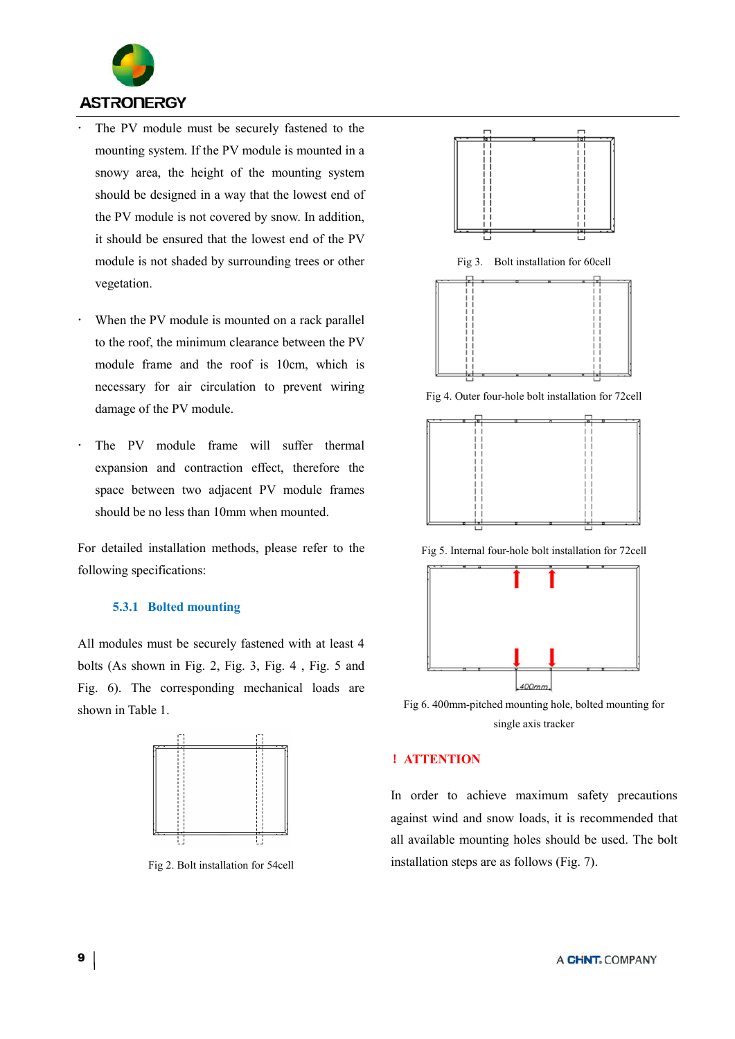- The PV module must be securely fastened to the mounting system. If the PV module is mounted in a snowy area, the height of the mounting system should be designed in a way that the lowest end of the PV module is not covered by snow. In addition, it should be ensured that the lowest end of the PV module is not shaded by surrounding trees or other vegetation.
- When the PV module is mounted on a rack parallel to the roof, the minimum clearance between the PV module frame and the roof is 10cm, which is necessary for air circulation to prevent wiring damage of the PV module.
- The PV module frame will suffer thermal expansion and contraction effect, therefore the space between two adjacent PV module frames should be no less than 10mm when mounted.

For detailed installation methods, please refer to the following specifications:

### 5.3.1 Bolted mounting

All modules must be securely fastened with at least 4 bolts (As shown in Fig. 2, Fig. 3, Fig. 4 , Fig. 5 and Fig. 6). The corresponding mechanical loads are shown in Table 1.

Fig 2. Bolt installation for 54cell

Fig 3. Bolt installation for 60cell

Fig 4. Outer four-hole bolt installation for 72cell

Fig 5. Internal four-hole bolt installation for 72cell

400mm

Fig 6. 400mm-pitched mounting hole, bolted mounting for single axis tracker

**! ATTENTION**

In order to achieve maximum safety precautions against wind and snow loads, it is recommended that all available mounting holes should be used. The bolt installation steps are as follows (Fig. 7).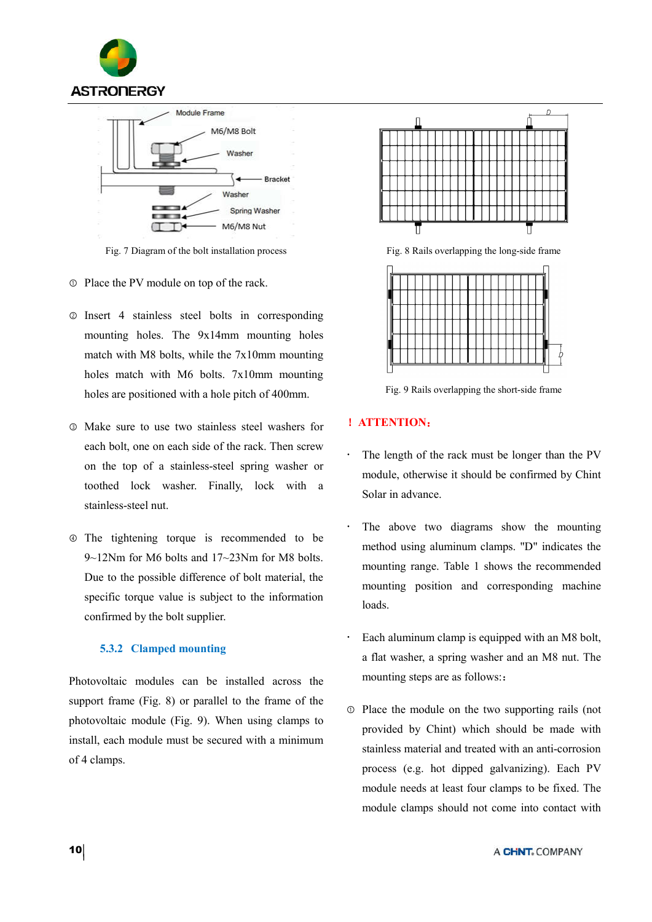Fig. 7 Diagram of the bolt installation process

① Place the PV module on top of the rack.

② Insert 4 stainless steel bolts in corresponding mounting holes. The 9x14mm mounting holes match with M8 bolts, while the 7x10mm mounting holes match with M6 bolts. 7x10mm mounting holes are positioned with a hole pitch of 400mm.

③ Make sure to use two stainless steel washers for each bolt, one on each side of the rack. Then screw on the top of a stainless-steel spring washer or toothed lock washer. Finally, lock with a stainless-steel nut.

④ The tightening torque is recommended to be 9~12Nm for M6 bolts and 17~23Nm for M8 bolts. Due to the possible difference of bolt material, the specific torque value is subject to the information confirmed by the bolt supplier.

### 5.3.2 Clamped mounting

Photovoltaic modules can be installed across the support frame (Fig. 8) or parallel to the frame of the photovoltaic module (Fig. 9). When using clamps to install, each module must be secured with a minimum of 4 clamps.

Fig. 8 Rails overlapping the long-side frame

Fig. 9 Rails overlapping the short-side frame

**! ATTENTION:**

- The length of the rack must be longer than the PV module, otherwise it should be confirmed by Chint Solar in advance.
- The above two diagrams show the mounting method using aluminum clamps. "D" indicates the mounting range. Table 1 shows the recommended mounting position and corresponding machine loads.
- Each aluminum clamp is equipped with an M8 bolt, a flat washer, a spring washer and an M8 nut. The mounting steps are as follows::

① Place the module on the two supporting rails (not provided by Chint) which should be made with stainless material and treated with an anti-corrosion process (e.g. hot dipped galvanizing). Each PV module needs at least four clamps to be fixed. The module clamps should not come into contact with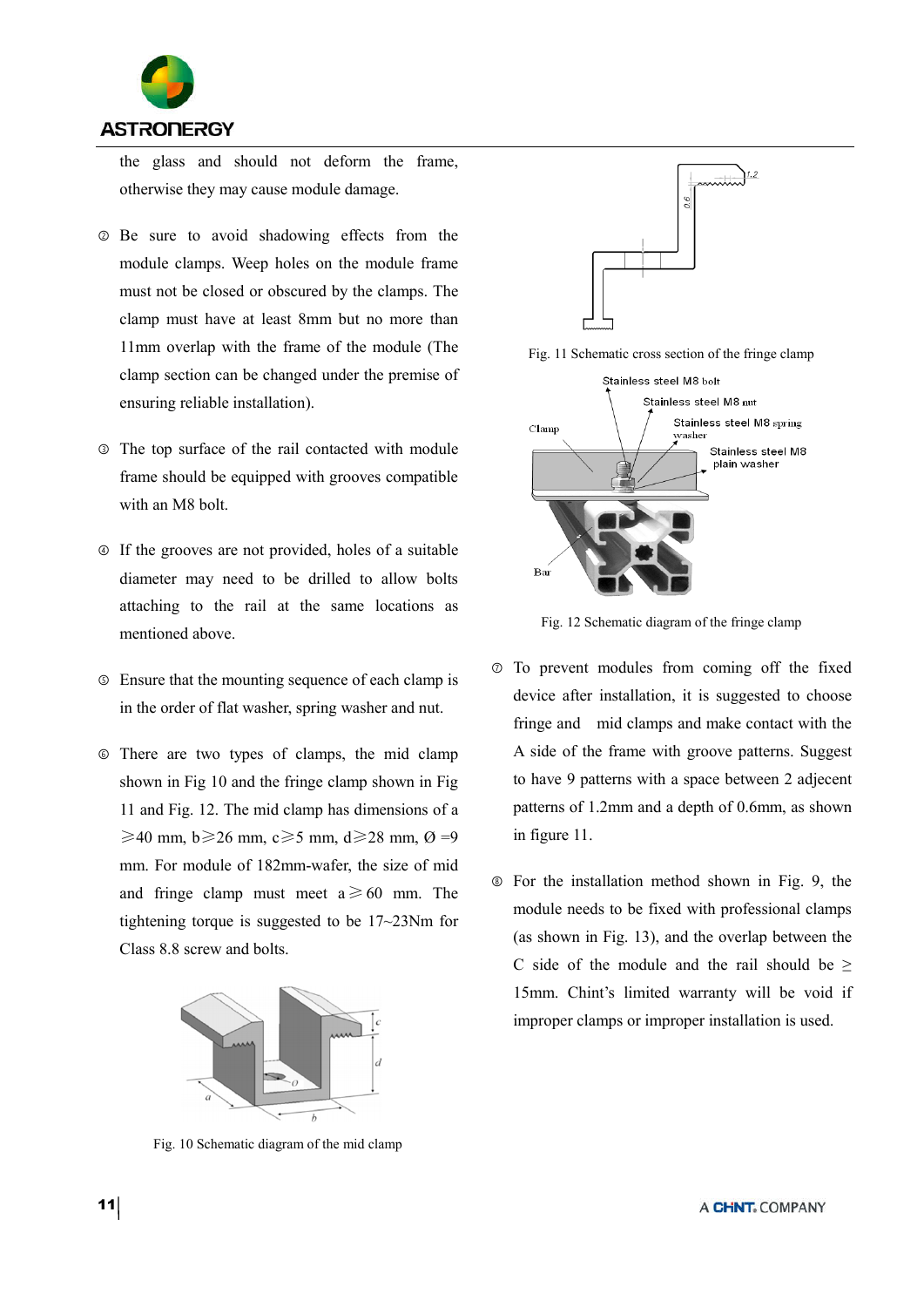the glass and should not deform the frame, otherwise they may cause module damage.

② Be sure to avoid shadowing effects from the module clamps. Weep holes on the module frame must not be closed or obscured by the clamps. The clamp must have at least 8mm but no more than 11mm overlap with the frame of the module (The clamp section can be changed under the premise of ensuring reliable installation).

③ The top surface of the rail contacted with module frame should be equipped with grooves compatible with an M8 bolt.

④ If the grooves are not provided, holes of a suitable diameter may need to be drilled to allow bolts attaching to the rail at the same locations as mentioned above.

⑤ Ensure that the mounting sequence of each clamp is in the order of flat washer, spring washer and nut.

⑥ There are two types of clamps, the mid clamp shown in Fig 10 and the fringe clamp shown in Fig 11 and Fig. 12. The mid clamp has dimensions of a ⩾40 mm, b⩾26 mm, c⩾5 mm, d⩾28 mm, Ø =9 mm. For module of 182mm-wafer, the size of mid and fringe clamp must meet a⩾60 mm. The tightening torque is suggested to be 17~23Nm for Class 8.8 screw and bolts.

Fig. 10 Schematic diagram of the mid clamp

Fig. 11 Schematic cross section of the fringe clamp

Fig. 12 Schematic diagram of the fringe clamp

⑦ To prevent modules from coming off the fixed device after installation, it is suggested to choose fringe and mid clamps and make contact with the A side of the frame with groove patterns. Suggest to have 9 patterns with a space between 2 adjecent patterns of 1.2mm and a depth of 0.6mm, as shown in figure 11.

⑧ For the installation method shown in Fig. 9, the module needs to be fixed with professional clamps (as shown in Fig. 13), and the overlap between the C side of the module and the rail should be ≥ 15mm. Chint's limited warranty will be void if improper clamps or improper installation is used.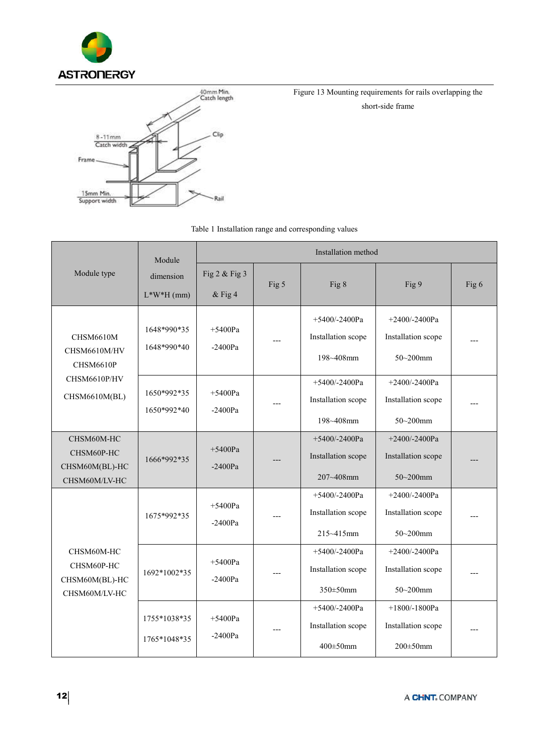Figure 13 Mounting requirements for rails overlapping the short-side frame

Table 1 Installation range and corresponding values

| Module type | Module dimension L*W*H (mm) | Installation method | | | | |
|---|---|---|---|---|---|---|
| | | Fig 2 & Fig 3 & Fig 4 | Fig 5 | Fig 8 | Fig 9 | Fig 6 |
| CHSM6610M CHSM6610M/HV CHSM6610P CHSM6610P/HV CHSM6610M(BL) | 1648*990*35 1648*990*40 | +5400Pa -2400Pa | --- | +5400/-2400Pa Installation scope 198~408mm | +2400/-2400Pa Installation scope 50~200mm | --- |
| | 1650*992*35 1650*992*40 | +5400Pa -2400Pa | --- | +5400/-2400Pa Installation scope 198~408mm | +2400/-2400Pa Installation scope 50~200mm | --- |
| CHSM60M-HC CHSM60P-HC CHSM60M(BL)-HC CHSM60M/LV-HC | 1666*992*35 | +5400Pa -2400Pa | --- | +5400/-2400Pa Installation scope 207~408mm | +2400/-2400Pa Installation scope 50~200mm | --- |
| CHSM60M-HC CHSM60P-HC CHSM60M(BL)-HC CHSM60M/LV-HC | 1675*992*35 | +5400Pa -2400Pa | --- | +5400/-2400Pa Installation scope 215~415mm | +2400/-2400Pa Installation scope 50~200mm | --- |
| | 1692*1002*35 | +5400Pa -2400Pa | --- | +5400/-2400Pa Installation scope 350±50mm | +2400/-2400Pa Installation scope 50~200mm | --- |
| | 1755*1038*35 1765*1048*35 | +5400Pa -2400Pa | --- | +5400/-2400Pa Installation scope 400±50mm | +1800/-1800Pa Installation scope 200±50mm | --- |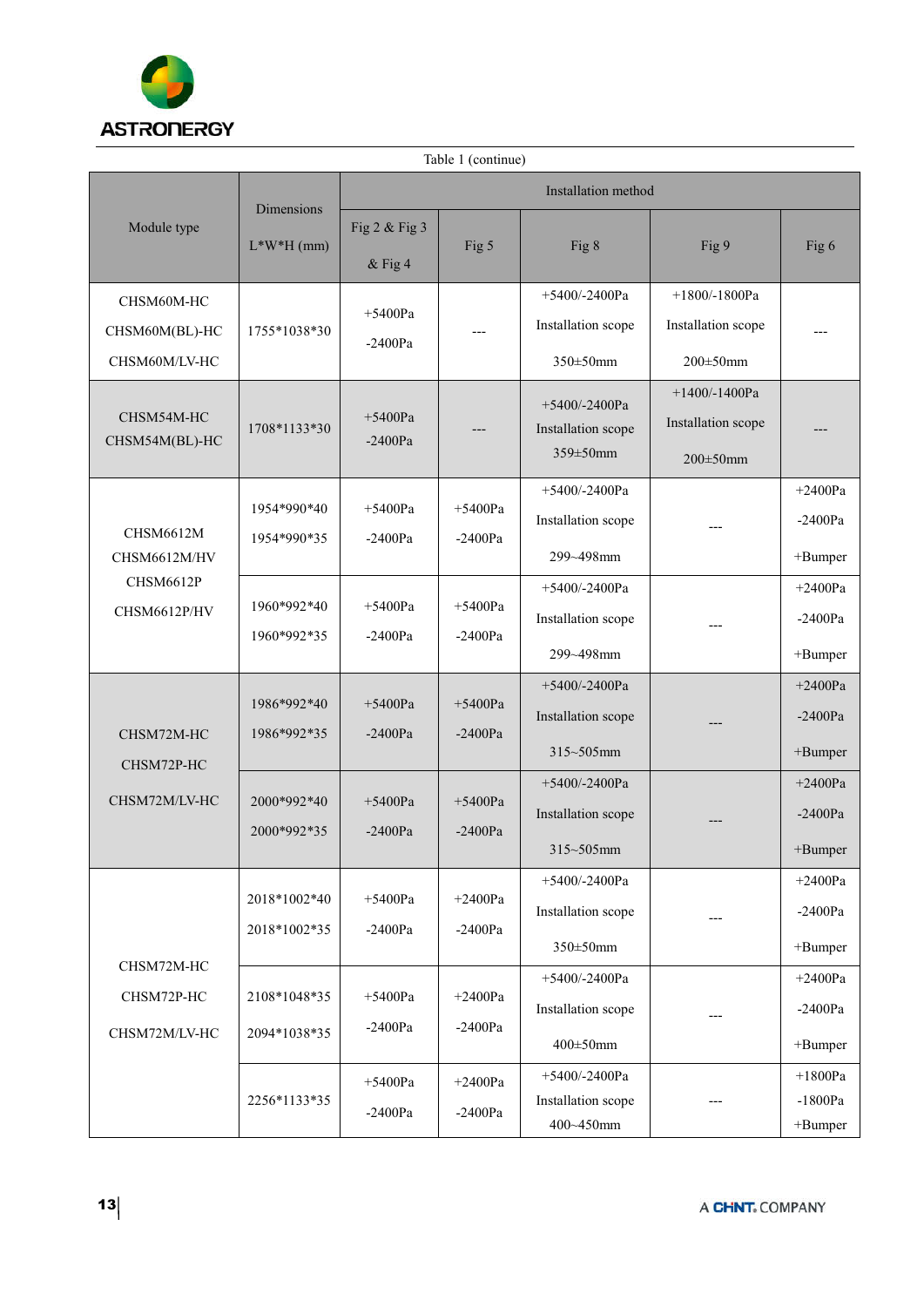Table 1 (continue)

| Module type | Dimensions L*W*H (mm) | Installation method | | | | |
|---|---|---|---|---|---|---|
| | | Fig 2 & Fig 3 & Fig 4 | Fig 5 | Fig 8 | Fig 9 | Fig 6 |
| CHSM60M-HC CHSM60M(BL)-HC CHSM60M/LV-HC | 1755*1038*30 | +5400Pa -2400Pa | --- | +5400/-2400Pa Installation scope 350±50mm | +1800/-1800Pa Installation scope 200±50mm | --- |
| CHSM54M-HC CHSM54M(BL)-HC | 1708*1133*30 | +5400Pa -2400Pa | --- | +5400/-2400Pa Installation scope 359±50mm | +1400/-1400Pa Installation scope 200±50mm | --- |
| CHSM6612M CHSM6612M/HV CHSM6612P CHSM6612P/HV | 1954*990*40 1954*990*35 | +5400Pa -2400Pa | +5400Pa -2400Pa | +5400/-2400Pa Installation scope 299~498mm | --- | +2400Pa -2400Pa +Bumper |
| | 1960*992*40 1960*992*35 | +5400Pa -2400Pa | +5400Pa -2400Pa | +5400/-2400Pa Installation scope 299~498mm | --- | +2400Pa -2400Pa +Bumper |
| CHSM72M-HC CHSM72P-HC CHSM72M/LV-HC | 1986*992*40 1986*992*35 | +5400Pa -2400Pa | +5400Pa -2400Pa | +5400/-2400Pa Installation scope 315~505mm | --- | +2400Pa -2400Pa +Bumper |
| | 2000*992*40 2000*992*35 | +5400Pa -2400Pa | +5400Pa -2400Pa | +5400/-2400Pa Installation scope 315~505mm | --- | +2400Pa -2400Pa +Bumper |
| CHSM72M-HC CHSM72P-HC CHSM72M/LV-HC | 2018*1002*40 2018*1002*35 | +5400Pa -2400Pa | +2400Pa -2400Pa | +5400/-2400Pa Installation scope 350±50mm | --- | +2400Pa -2400Pa +Bumper |
| | 2108*1048*35 2094*1038*35 | +5400Pa -2400Pa | +2400Pa -2400Pa | +5400/-2400Pa Installation scope 400±50mm | --- | +2400Pa -2400Pa +Bumper |
| | 2256*1133*35 | +5400Pa -2400Pa | +2400Pa -2400Pa | +5400/-2400Pa Installation scope 400~450mm | --- | +1800Pa -1800Pa +Bumper |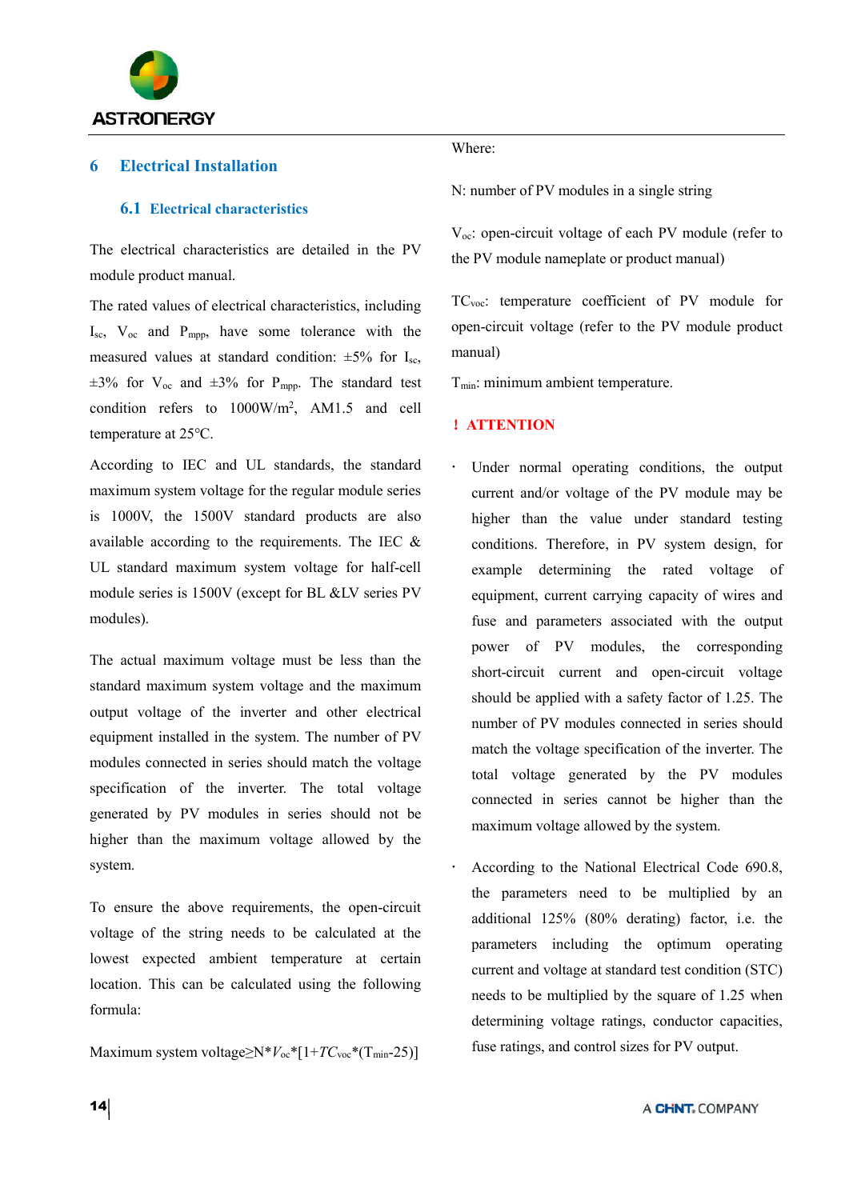## 6 Electrical Installation

### 6.1 Electrical characteristics

The electrical characteristics are detailed in the PV module product manual.

The rated values of electrical characteristics, including $I_{sc}$, $V_{oc}$ and $P_{mpp}$, have some tolerance with the measured values at standard condition: ±5% for $I_{sc}$, ±3% for $V_{oc}$ and ±3% for $P_{mpp}$. The standard test condition refers to 1000W/m$^2$, AM1.5 and cell temperature at 25℃.

According to IEC and UL standards, the standard maximum system voltage for the regular module series is 1000V, the 1500V standard products are also available according to the requirements. The IEC & UL standard maximum system voltage for half-cell module series is 1500V (except for BL &LV series PV modules).

The actual maximum voltage must be less than the standard maximum system voltage and the maximum output voltage of the inverter and other electrical equipment installed in the system. The number of PV modules connected in series should match the voltage specification of the inverter. The total voltage generated by PV modules in series should not be higher than the maximum voltage allowed by the system.

To ensure the above requirements, the open-circuit voltage of the string needs to be calculated at the lowest expected ambient temperature at certain location. This can be calculated using the following formula:

$$\text{Maximum system voltage} \geq N * V_{oc} * [1 + TC_{voc} * (T_{min} - 25)]$$

Where:

N: number of PV modules in a single string

$V_{oc}$: open-circuit voltage of each PV module (refer to the PV module nameplate or product manual)

$TC_{voc}$: temperature coefficient of PV module for open-circuit voltage (refer to the PV module product manual)

$T_{min}$: minimum ambient temperature.

**! ATTENTION**

- Under normal operating conditions, the output current and/or voltage of the PV module may be higher than the value under standard testing conditions. Therefore, in PV system design, for example determining the rated voltage of equipment, current carrying capacity of wires and fuse and parameters associated with the output power of PV modules, the corresponding short-circuit current and open-circuit voltage should be applied with a safety factor of 1.25. The number of PV modules connected in series should match the voltage specification of the inverter. The total voltage generated by the PV modules connected in series cannot be higher than the maximum voltage allowed by the system.
- According to the National Electrical Code 690.8, the parameters need to be multiplied by an additional 125% (80% derating) factor, i.e. the parameters including the optimum operating current and voltage at standard test condition (STC) needs to be multiplied by the square of 1.25 when determining voltage ratings, conductor capacities, fuse ratings, and control sizes for PV output.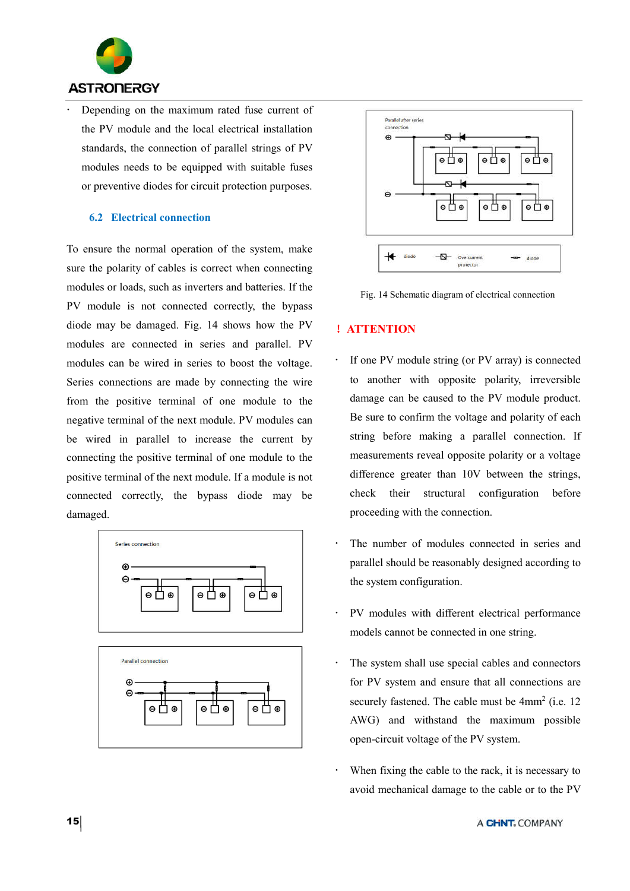- Depending on the maximum rated fuse current of the PV module and the local electrical installation standards, the connection of parallel strings of PV modules needs to be equipped with suitable fuses or preventive diodes for circuit protection purposes.

### 6.2 Electrical connection

To ensure the normal operation of the system, make sure the polarity of cables is correct when connecting modules or loads, such as inverters and batteries. If the PV module is not connected correctly, the bypass diode may be damaged. Fig. 14 shows how the PV modules are connected in series and parallel. PV modules can be wired in series to boost the voltage. Series connections are made by connecting the wire from the positive terminal of one module to the negative terminal of the next module. PV modules can be wired in parallel to increase the current by connecting the positive terminal of one module to the positive terminal of the next module. If a module is not connected correctly, the bypass diode may be damaged.

Series connection

Parallel connection

Parallel after series connection

diode | Overcurrent protector | diode

Fig. 14 Schematic diagram of electrical connection

**! ATTENTION**

- If one PV module string (or PV array) is connected to another with opposite polarity, irreversible damage can be caused to the PV module product. Be sure to confirm the voltage and polarity of each string before making a parallel connection. If measurements reveal opposite polarity or a voltage difference greater than 10V between the strings, check their structural configuration before proceeding with the connection.

- The number of modules connected in series and parallel should be reasonably designed according to the system configuration.

- PV modules with different electrical performance models cannot be connected in one string.

- The system shall use special cables and connectors for PV system and ensure that all connections are securely fastened. The cable must be 4mm$^2$ (i.e. 12 AWG) and withstand the maximum possible open-circuit voltage of the PV system.

- When fixing the cable to the rack, it is necessary to avoid mechanical damage to the cable or to the PV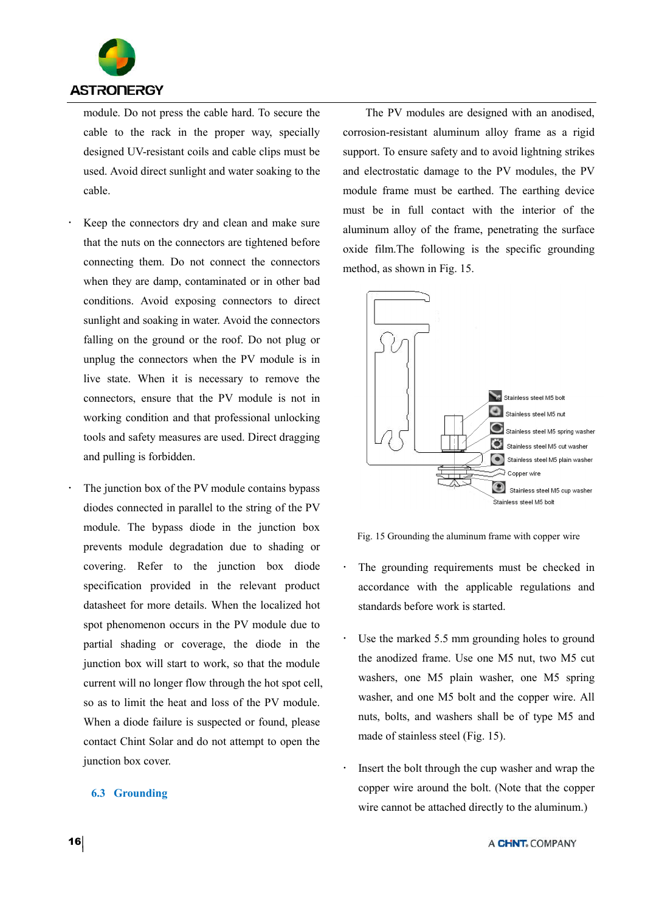module. Do not press the cable hard. To secure the cable to the rack in the proper way, specially designed UV-resistant coils and cable clips must be used. Avoid direct sunlight and water soaking to the cable.

- Keep the connectors dry and clean and make sure that the nuts on the connectors are tightened before connecting them. Do not connect the connectors when they are damp, contaminated or in other bad conditions. Avoid exposing connectors to direct sunlight and soaking in water. Avoid the connectors falling on the ground or the roof. Do not plug or unplug the connectors when the PV module is in live state. When it is necessary to remove the connectors, ensure that the PV module is not in working condition and that professional unlocking tools and safety measures are used. Direct dragging and pulling is forbidden.

- The junction box of the PV module contains bypass diodes connected in parallel to the string of the PV module. The bypass diode in the junction box prevents module degradation due to shading or covering. Refer to the junction box diode specification provided in the relevant product datasheet for more details. When the localized hot spot phenomenon occurs in the PV module due to partial shading or coverage, the diode in the junction box will start to work, so that the module current will no longer flow through the hot spot cell, so as to limit the heat and loss of the PV module. When a diode failure is suspected or found, please contact Chint Solar and do not attempt to open the junction box cover.

### 6.3 Grounding

The PV modules are designed with an anodised, corrosion-resistant aluminum alloy frame as a rigid support. To ensure safety and to avoid lightning strikes and electrostatic damage to the PV modules, the PV module frame must be earthed. The earthing device must be in full contact with the interior of the aluminum alloy of the frame, penetrating the surface oxide film.The following is the specific grounding method, as shown in Fig. 15.

Stainless steel M5 bolt
Stainless steel M5 nut
Stainless steel M5 spring washer
Stainless steel M5 cut washer
Stainless steel M5 plain washer
Copper wire
Stainless steel M5 cup washer
Stainless steel M5 bolt

Fig. 15 Grounding the aluminum frame with copper wire

- The grounding requirements must be checked in accordance with the applicable regulations and standards before work is started.

- Use the marked 5.5 mm grounding holes to ground the anodized frame. Use one M5 nut, two M5 cut washers, one M5 plain washer, one M5 spring washer, and one M5 bolt and the copper wire. All nuts, bolts, and washers shall be of type M5 and made of stainless steel (Fig. 15).

- Insert the bolt through the cup washer and wrap the copper wire around the bolt. (Note that the copper wire cannot be attached directly to the aluminum.)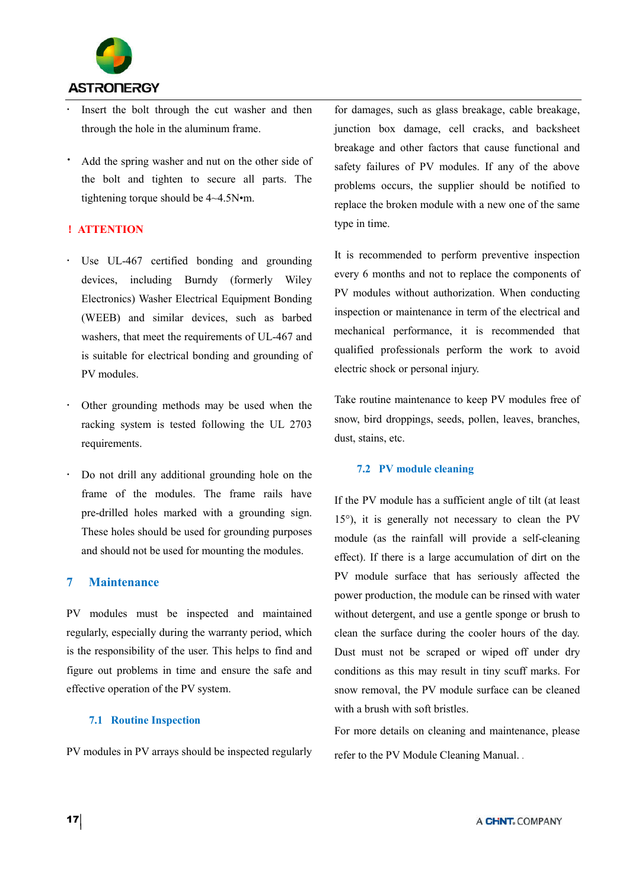- Insert the bolt through the cut washer and then through the hole in the aluminum frame.
- Add the spring washer and nut on the other side of the bolt and tighten to secure all parts. The tightening torque should be 4~4.5N•m.

**! ATTENTION**

- Use UL-467 certified bonding and grounding devices, including Burndy (formerly Wiley Electronics) Washer Electrical Equipment Bonding (WEEB) and similar devices, such as barbed washers, that meet the requirements of UL-467 and is suitable for electrical bonding and grounding of PV modules.
- Other grounding methods may be used when the racking system is tested following the UL 2703 requirements.
- Do not drill any additional grounding hole on the frame of the modules. The frame rails have pre-drilled holes marked with a grounding sign. These holes should be used for grounding purposes and should not be used for mounting the modules.

# 7 Maintenance

PV modules must be inspected and maintained regularly, especially during the warranty period, which is the responsibility of the user. This helps to find and figure out problems in time and ensure the safe and effective operation of the PV system.

## 7.1 Routine Inspection

PV modules in PV arrays should be inspected regularly for damages, such as glass breakage, cable breakage, junction box damage, cell cracks, and backsheet breakage and other factors that cause functional and safety failures of PV modules. If any of the above problems occurs, the supplier should be notified to replace the broken module with a new one of the same type in time.

It is recommended to perform preventive inspection every 6 months and not to replace the components of PV modules without authorization. When conducting inspection or maintenance in term of the electrical and mechanical performance, it is recommended that qualified professionals perform the work to avoid electric shock or personal injury.

Take routine maintenance to keep PV modules free of snow, bird droppings, seeds, pollen, leaves, branches, dust, stains, etc.

## 7.2 PV module cleaning

If the PV module has a sufficient angle of tilt (at least 15°), it is generally not necessary to clean the PV module (as the rainfall will provide a self-cleaning effect). If there is a large accumulation of dirt on the PV module surface that has seriously affected the power production, the module can be rinsed with water without detergent, and use a gentle sponge or brush to clean the surface during the cooler hours of the day. Dust must not be scraped or wiped off under dry conditions as this may result in tiny scuff marks. For snow removal, the PV module surface can be cleaned with a brush with soft bristles.

For more details on cleaning and maintenance, please refer to the PV Module Cleaning Manual.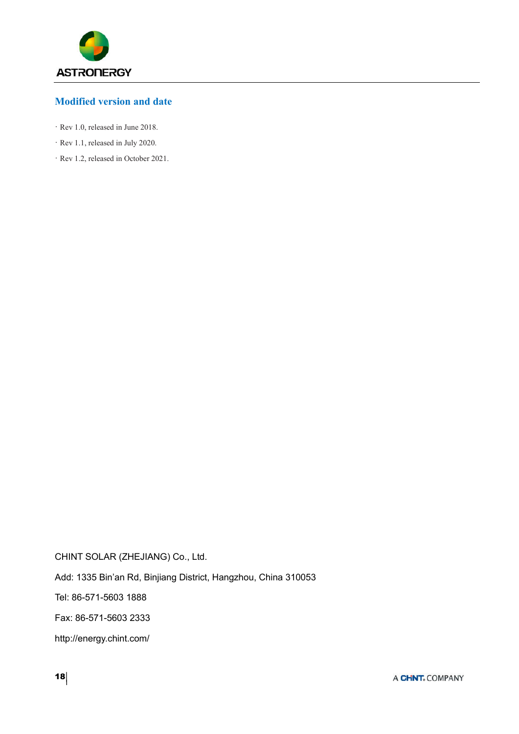## Modified version and date

- Rev 1.0, released in June 2018.
- Rev 1.1, released in July 2020.
- Rev 1.2, released in October 2021.

CHINT SOLAR (ZHEJIANG) Co., Ltd.

Add: 1335 Bin'an Rd, Binjiang District, Hangzhou, China 310053

Tel: 86-571-5603 1888

Fax: 86-571-5603 2333

http://energy.chint.com/